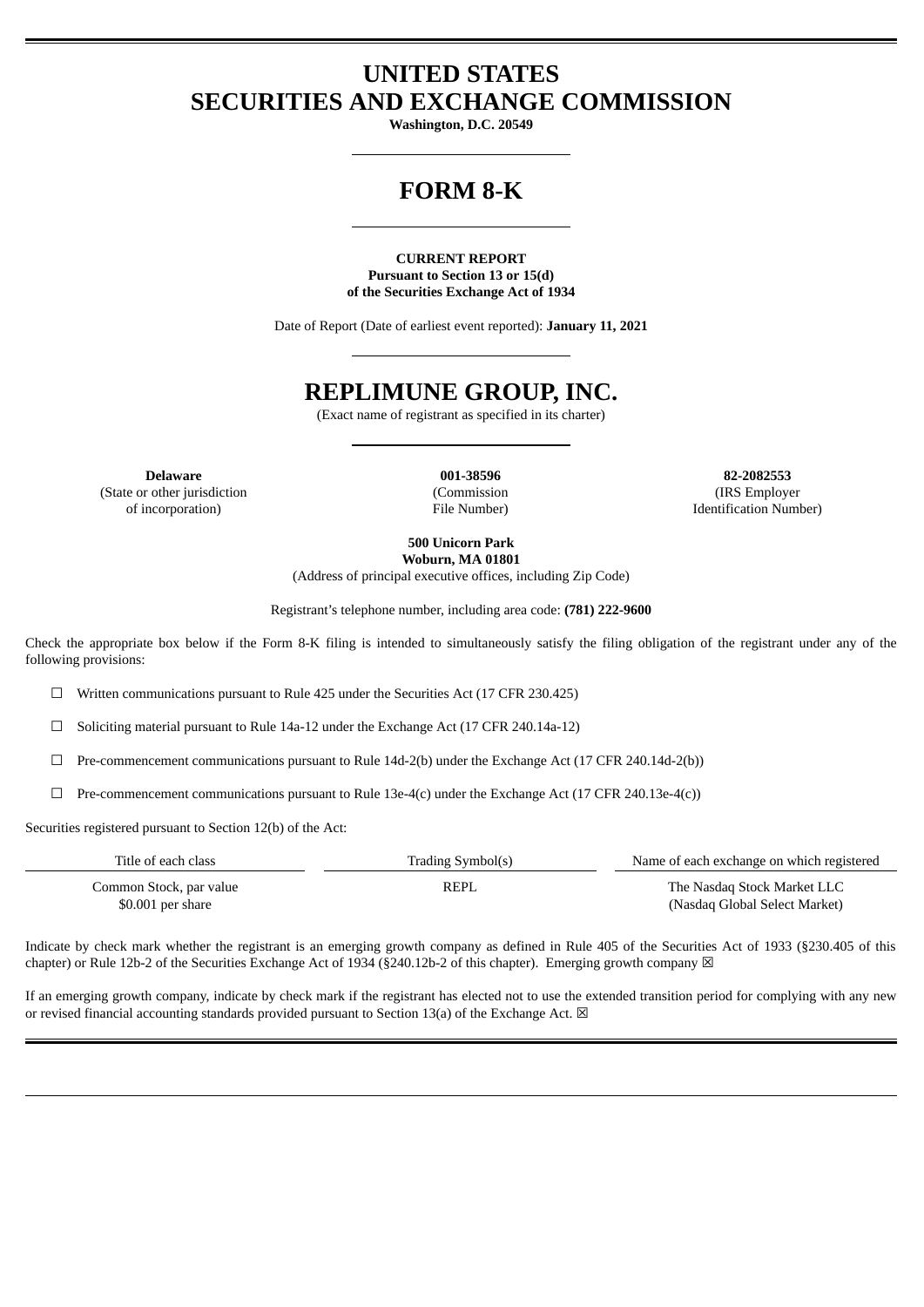# UNITED STATES
# SECURITIES AND EXCHANGE COMMISSION

**Washington, D.C. 20549**

# FORM 8-K

**CURRENT REPORT**
**Pursuant to Section 13 or 15(d)**
**of the Securities Exchange Act of 1934**

Date of Report (Date of earliest event reported): **January 11, 2021**

# REPLIMUNE GROUP, INC.

(Exact name of registrant as specified in its charter)

| **Delaware** | **001-38596** | **82-2082553** |
|---|---|---|
| (State or other jurisdiction of incorporation) | (Commission File Number) | (IRS Employer Identification Number) |

**500 Unicorn Park**
**Woburn, MA 01801**
(Address of principal executive offices, including Zip Code)

Registrant's telephone number, including area code: **(781) 222-9600**

Check the appropriate box below if the Form 8-K filing is intended to simultaneously satisfy the filing obligation of the registrant under any of the following provisions:

☐ Written communications pursuant to Rule 425 under the Securities Act (17 CFR 230.425)

☐ Soliciting material pursuant to Rule 14a-12 under the Exchange Act (17 CFR 240.14a-12)

☐ Pre-commencement communications pursuant to Rule 14d-2(b) under the Exchange Act (17 CFR 240.14d-2(b))

☐ Pre-commencement communications pursuant to Rule 13e-4(c) under the Exchange Act (17 CFR 240.13e-4(c))

Securities registered pursuant to Section 12(b) of the Act:

| Title of each class | Trading Symbol(s) | Name of each exchange on which registered |
|---|---|---|
| Common Stock, par value $0.001 per share | REPL | The Nasdaq Stock Market LLC (Nasdaq Global Select Market) |

Indicate by check mark whether the registrant is an emerging growth company as defined in Rule 405 of the Securities Act of 1933 (§230.405 of this chapter) or Rule 12b-2 of the Securities Exchange Act of 1934 (§240.12b-2 of this chapter). Emerging growth company ☒

If an emerging growth company, indicate by check mark if the registrant has elected not to use the extended transition period for complying with any new or revised financial accounting standards provided pursuant to Section 13(a) of the Exchange Act. ☒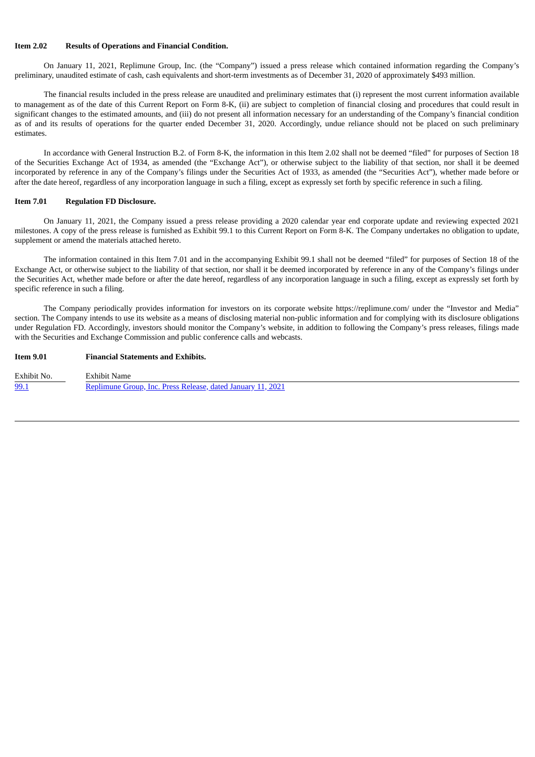**Item 2.02 Results of Operations and Financial Condition.**

On January 11, 2021, Replimune Group, Inc. (the "Company") issued a press release which contained information regarding the Company's preliminary, unaudited estimate of cash, cash equivalents and short-term investments as of December 31, 2020 of approximately $493 million.

The financial results included in the press release are unaudited and preliminary estimates that (i) represent the most current information available to management as of the date of this Current Report on Form 8-K, (ii) are subject to completion of financial closing and procedures that could result in significant changes to the estimated amounts, and (iii) do not present all information necessary for an understanding of the Company's financial condition as of and its results of operations for the quarter ended December 31, 2020. Accordingly, undue reliance should not be placed on such preliminary estimates.

In accordance with General Instruction B.2. of Form 8-K, the information in this Item 2.02 shall not be deemed "filed" for purposes of Section 18 of the Securities Exchange Act of 1934, as amended (the "Exchange Act"), or otherwise subject to the liability of that section, nor shall it be deemed incorporated by reference in any of the Company's filings under the Securities Act of 1933, as amended (the "Securities Act"), whether made before or after the date hereof, regardless of any incorporation language in such a filing, except as expressly set forth by specific reference in such a filing.

**Item 7.01 Regulation FD Disclosure.**

On January 11, 2021, the Company issued a press release providing a 2020 calendar year end corporate update and reviewing expected 2021 milestones. A copy of the press release is furnished as Exhibit 99.1 to this Current Report on Form 8-K. The Company undertakes no obligation to update, supplement or amend the materials attached hereto.

The information contained in this Item 7.01 and in the accompanying Exhibit 99.1 shall not be deemed "filed" for purposes of Section 18 of the Exchange Act, or otherwise subject to the liability of that section, nor shall it be deemed incorporated by reference in any of the Company's filings under the Securities Act, whether made before or after the date hereof, regardless of any incorporation language in such a filing, except as expressly set forth by specific reference in such a filing.

The Company periodically provides information for investors on its corporate website https://replimune.com/ under the "Investor and Media" section. The Company intends to use its website as a means of disclosing material non-public information and for complying with its disclosure obligations under Regulation FD. Accordingly, investors should monitor the Company's website, in addition to following the Company's press releases, filings made with the Securities and Exchange Commission and public conference calls and webcasts.

**Item 9.01 Financial Statements and Exhibits.**

| Exhibit No. | Exhibit Name |
|---|---|
| 99.1 | Replimune Group, Inc. Press Release, dated January 11, 2021 |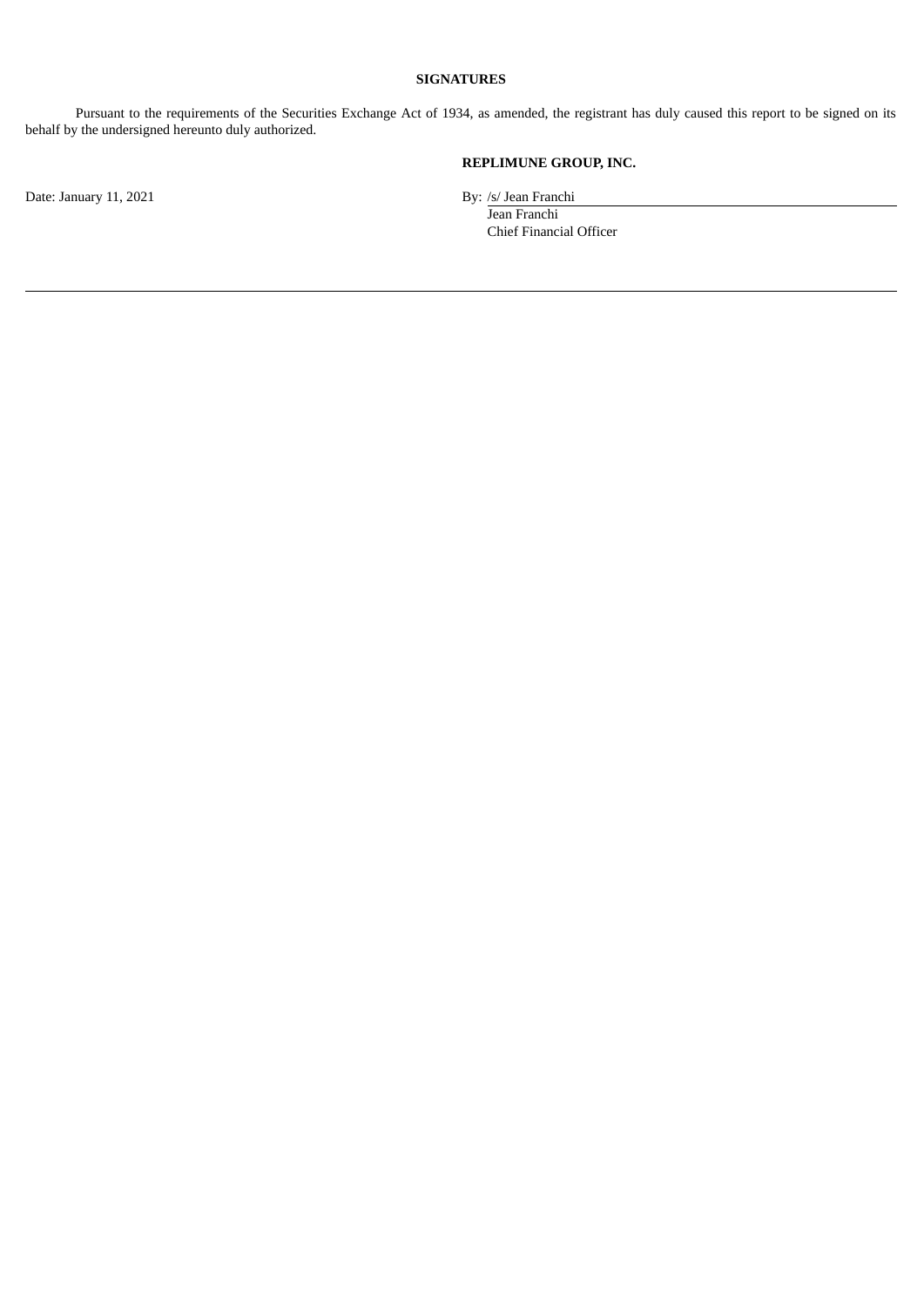**SIGNATURES**

Pursuant to the requirements of the Securities Exchange Act of 1934, as amended, the registrant has duly caused this report to be signed on its behalf by the undersigned hereunto duly authorized.

**REPLIMUNE GROUP, INC.**

Date: January 11, 2021

By: /s/ Jean Franchi
Jean Franchi
Chief Financial Officer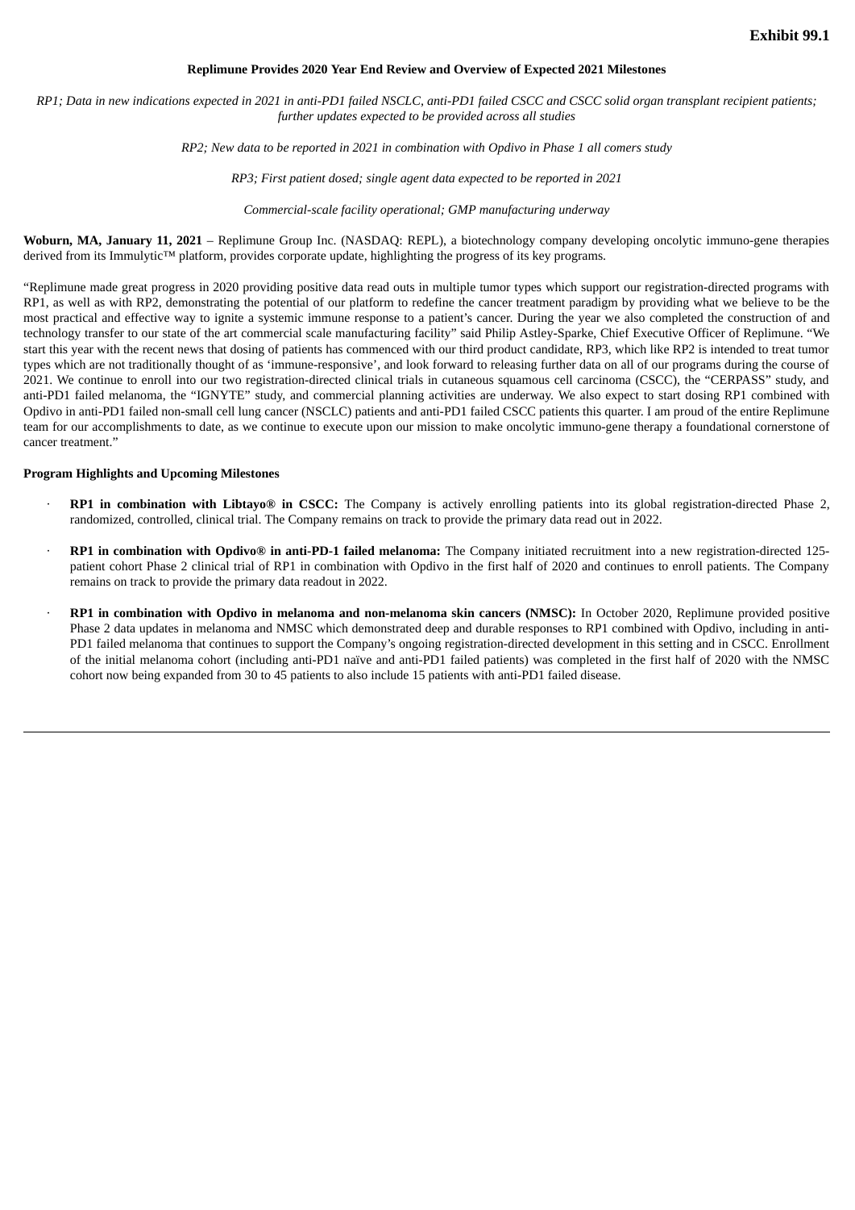**Exhibit 99.1**

**Replimune Provides 2020 Year End Review and Overview of Expected 2021 Milestones**

*RP1; Data in new indications expected in 2021 in anti-PD1 failed NSCLC, anti-PD1 failed CSCC and CSCC solid organ transplant recipient patients; further updates expected to be provided across all studies*

*RP2; New data to be reported in 2021 in combination with Opdivo in Phase 1 all comers study*

*RP3; First patient dosed; single agent data expected to be reported in 2021*

*Commercial-scale facility operational; GMP manufacturing underway*

**Woburn, MA, January 11, 2021** – Replimune Group Inc. (NASDAQ: REPL), a biotechnology company developing oncolytic immuno-gene therapies derived from its Immulytic™ platform, provides corporate update, highlighting the progress of its key programs.

"Replimune made great progress in 2020 providing positive data read outs in multiple tumor types which support our registration-directed programs with RP1, as well as with RP2, demonstrating the potential of our platform to redefine the cancer treatment paradigm by providing what we believe to be the most practical and effective way to ignite a systemic immune response to a patient's cancer. During the year we also completed the construction of and technology transfer to our state of the art commercial scale manufacturing facility" said Philip Astley-Sparke, Chief Executive Officer of Replimune. "We start this year with the recent news that dosing of patients has commenced with our third product candidate, RP3, which like RP2 is intended to treat tumor types which are not traditionally thought of as 'immune-responsive', and look forward to releasing further data on all of our programs during the course of 2021. We continue to enroll into our two registration-directed clinical trials in cutaneous squamous cell carcinoma (CSCC), the "CERPASS" study, and anti-PD1 failed melanoma, the "IGNYTE" study, and commercial planning activities are underway. We also expect to start dosing RP1 combined with Opdivo in anti-PD1 failed non-small cell lung cancer (NSCLC) patients and anti-PD1 failed CSCC patients this quarter. I am proud of the entire Replimune team for our accomplishments to date, as we continue to execute upon our mission to make oncolytic immuno-gene therapy a foundational cornerstone of cancer treatment."

**Program Highlights and Upcoming Milestones**

- **RP1 in combination with Libtayo® in CSCC:** The Company is actively enrolling patients into its global registration-directed Phase 2, randomized, controlled, clinical trial. The Company remains on track to provide the primary data read out in 2022.

- **RP1 in combination with Opdivo® in anti-PD-1 failed melanoma:** The Company initiated recruitment into a new registration-directed 125-patient cohort Phase 2 clinical trial of RP1 in combination with Opdivo in the first half of 2020 and continues to enroll patients. The Company remains on track to provide the primary data readout in 2022.

- **RP1 in combination with Opdivo in melanoma and non-melanoma skin cancers (NMSC):** In October 2020, Replimune provided positive Phase 2 data updates in melanoma and NMSC which demonstrated deep and durable responses to RP1 combined with Opdivo, including in anti-PD1 failed melanoma that continues to support the Company's ongoing registration-directed development in this setting and in CSCC. Enrollment of the initial melanoma cohort (including anti-PD1 naïve and anti-PD1 failed patients) was completed in the first half of 2020 with the NMSC cohort now being expanded from 30 to 45 patients to also include 15 patients with anti-PD1 failed disease.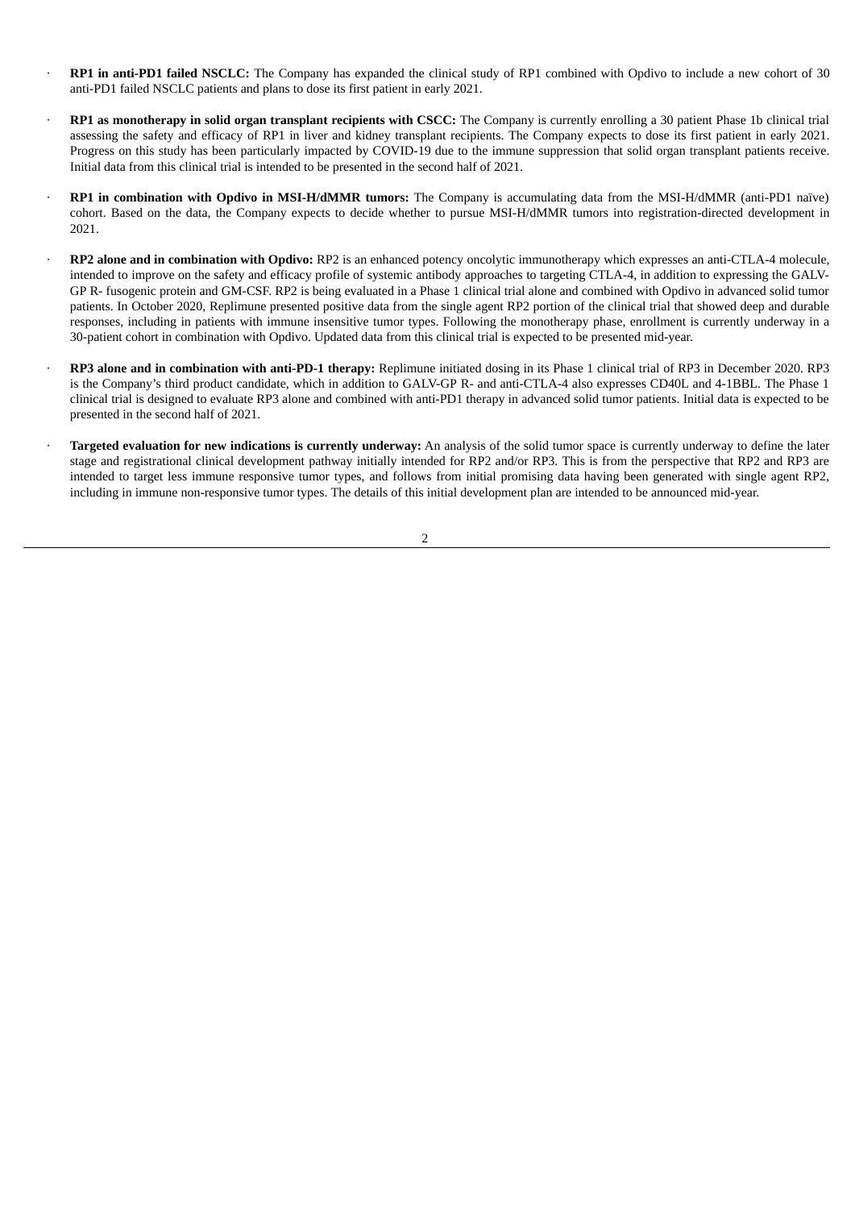- **RP1 in anti-PD1 failed NSCLC:** The Company has expanded the clinical study of RP1 combined with Opdivo to include a new cohort of 30 anti-PD1 failed NSCLC patients and plans to dose its first patient in early 2021.
- **RP1 as monotherapy in solid organ transplant recipients with CSCC:** The Company is currently enrolling a 30 patient Phase 1b clinical trial assessing the safety and efficacy of RP1 in liver and kidney transplant recipients. The Company expects to dose its first patient in early 2021. Progress on this study has been particularly impacted by COVID-19 due to the immune suppression that solid organ transplant patients receive. Initial data from this clinical trial is intended to be presented in the second half of 2021.
- **RP1 in combination with Opdivo in MSI-H/dMMR tumors:** The Company is accumulating data from the MSI-H/dMMR (anti-PD1 naïve) cohort. Based on the data, the Company expects to decide whether to pursue MSI-H/dMMR tumors into registration-directed development in 2021.
- **RP2 alone and in combination with Opdivo:** RP2 is an enhanced potency oncolytic immunotherapy which expresses an anti-CTLA-4 molecule, intended to improve on the safety and efficacy profile of systemic antibody approaches to targeting CTLA-4, in addition to expressing the GALV-GP R- fusogenic protein and GM-CSF. RP2 is being evaluated in a Phase 1 clinical trial alone and combined with Opdivo in advanced solid tumor patients. In October 2020, Replimune presented positive data from the single agent RP2 portion of the clinical trial that showed deep and durable responses, including in patients with immune insensitive tumor types. Following the monotherapy phase, enrollment is currently underway in a 30-patient cohort in combination with Opdivo. Updated data from this clinical trial is expected to be presented mid-year.
- **RP3 alone and in combination with anti-PD-1 therapy:** Replimune initiated dosing in its Phase 1 clinical trial of RP3 in December 2020. RP3 is the Company's third product candidate, which in addition to GALV-GP R- and anti-CTLA-4 also expresses CD40L and 4-1BBL. The Phase 1 clinical trial is designed to evaluate RP3 alone and combined with anti-PD1 therapy in advanced solid tumor patients. Initial data is expected to be presented in the second half of 2021.
- **Targeted evaluation for new indications is currently underway:** An analysis of the solid tumor space is currently underway to define the later stage and registrational clinical development pathway initially intended for RP2 and/or RP3. This is from the perspective that RP2 and RP3 are intended to target less immune responsive tumor types, and follows from initial promising data having been generated with single agent RP2, including in immune non-responsive tumor types. The details of this initial development plan are intended to be announced mid-year.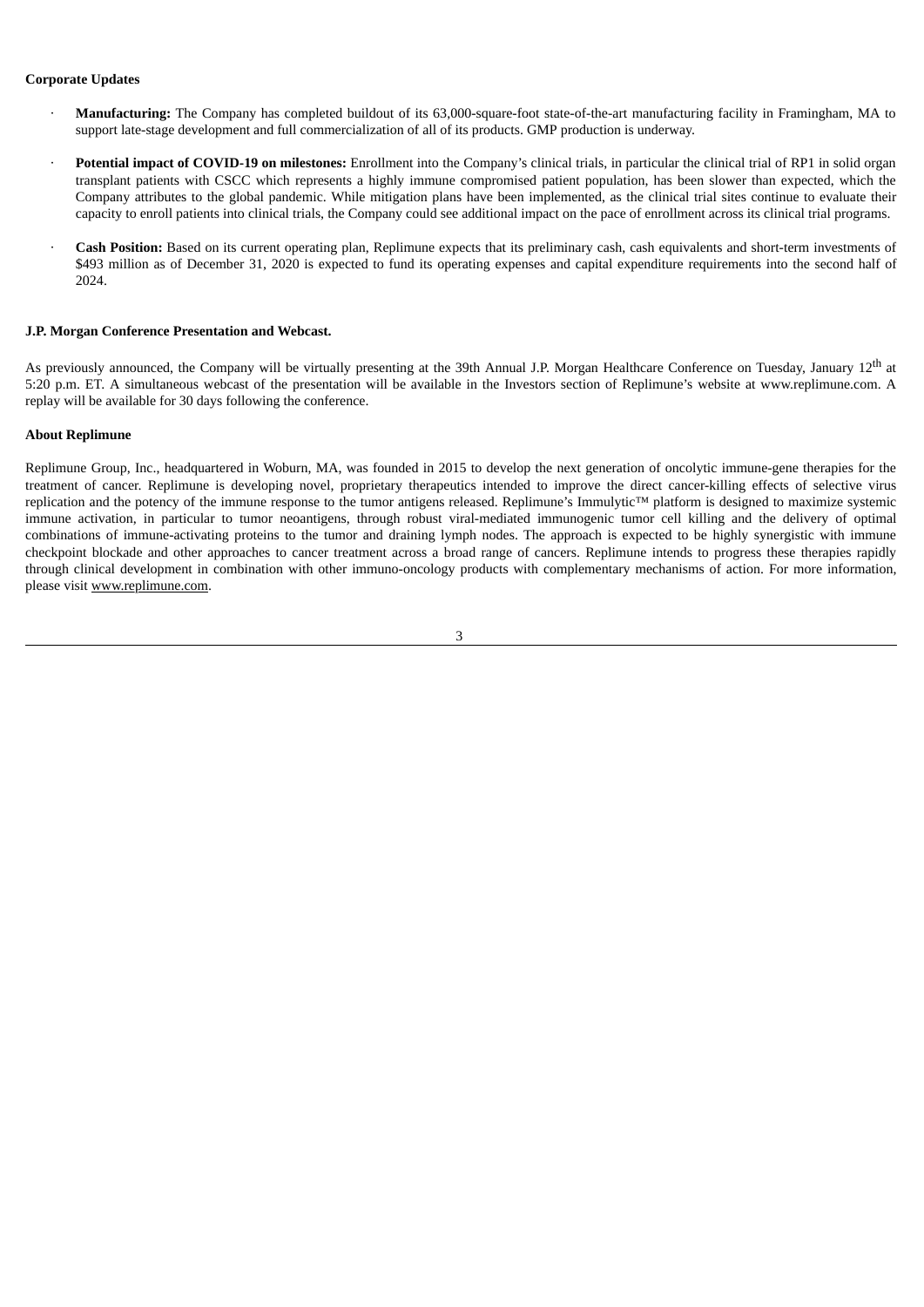**Corporate Updates**

- **Manufacturing:** The Company has completed buildout of its 63,000-square-foot state-of-the-art manufacturing facility in Framingham, MA to support late-stage development and full commercialization of all of its products. GMP production is underway.
- **Potential impact of COVID-19 on milestones:** Enrollment into the Company's clinical trials, in particular the clinical trial of RP1 in solid organ transplant patients with CSCC which represents a highly immune compromised patient population, has been slower than expected, which the Company attributes to the global pandemic. While mitigation plans have been implemented, as the clinical trial sites continue to evaluate their capacity to enroll patients into clinical trials, the Company could see additional impact on the pace of enrollment across its clinical trial programs.
- **Cash Position:** Based on its current operating plan, Replimune expects that its preliminary cash, cash equivalents and short-term investments of $493 million as of December 31, 2020 is expected to fund its operating expenses and capital expenditure requirements into the second half of 2024.

**J.P. Morgan Conference Presentation and Webcast.**

As previously announced, the Company will be virtually presenting at the 39th Annual J.P. Morgan Healthcare Conference on Tuesday, January 12th at 5:20 p.m. ET. A simultaneous webcast of the presentation will be available in the Investors section of Replimune's website at www.replimune.com. A replay will be available for 30 days following the conference.

**About Replimune**

Replimune Group, Inc., headquartered in Woburn, MA, was founded in 2015 to develop the next generation of oncolytic immune-gene therapies for the treatment of cancer. Replimune is developing novel, proprietary therapeutics intended to improve the direct cancer-killing effects of selective virus replication and the potency of the immune response to the tumor antigens released. Replimune's Immulytic™ platform is designed to maximize systemic immune activation, in particular to tumor neoantigens, through robust viral-mediated immunogenic tumor cell killing and the delivery of optimal combinations of immune-activating proteins to the tumor and draining lymph nodes. The approach is expected to be highly synergistic with immune checkpoint blockade and other approaches to cancer treatment across a broad range of cancers. Replimune intends to progress these therapies rapidly through clinical development in combination with other immuno-oncology products with complementary mechanisms of action. For more information, please visit www.replimune.com.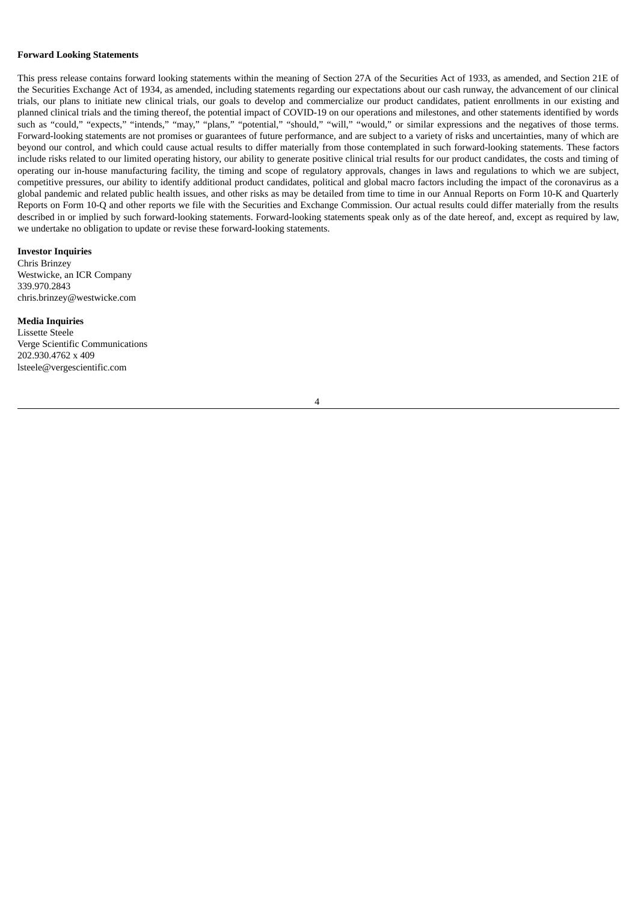**Forward Looking Statements**

This press release contains forward looking statements within the meaning of Section 27A of the Securities Act of 1933, as amended, and Section 21E of the Securities Exchange Act of 1934, as amended, including statements regarding our expectations about our cash runway, the advancement of our clinical trials, our plans to initiate new clinical trials, our goals to develop and commercialize our product candidates, patient enrollments in our existing and planned clinical trials and the timing thereof, the potential impact of COVID-19 on our operations and milestones, and other statements identified by words such as "could," "expects," "intends," "may," "plans," "potential," "should," "will," "would," or similar expressions and the negatives of those terms. Forward-looking statements are not promises or guarantees of future performance, and are subject to a variety of risks and uncertainties, many of which are beyond our control, and which could cause actual results to differ materially from those contemplated in such forward-looking statements. These factors include risks related to our limited operating history, our ability to generate positive clinical trial results for our product candidates, the costs and timing of operating our in-house manufacturing facility, the timing and scope of regulatory approvals, changes in laws and regulations to which we are subject, competitive pressures, our ability to identify additional product candidates, political and global macro factors including the impact of the coronavirus as a global pandemic and related public health issues, and other risks as may be detailed from time to time in our Annual Reports on Form 10-K and Quarterly Reports on Form 10-Q and other reports we file with the Securities and Exchange Commission. Our actual results could differ materially from the results described in or implied by such forward-looking statements. Forward-looking statements speak only as of the date hereof, and, except as required by law, we undertake no obligation to update or revise these forward-looking statements.

**Investor Inquiries**
Chris Brinzey
Westwicke, an ICR Company
339.970.2843
chris.brinzey@westwicke.com

**Media Inquiries**
Lissette Steele
Verge Scientific Communications
202.930.4762 x 409
lsteele@vergescientific.com